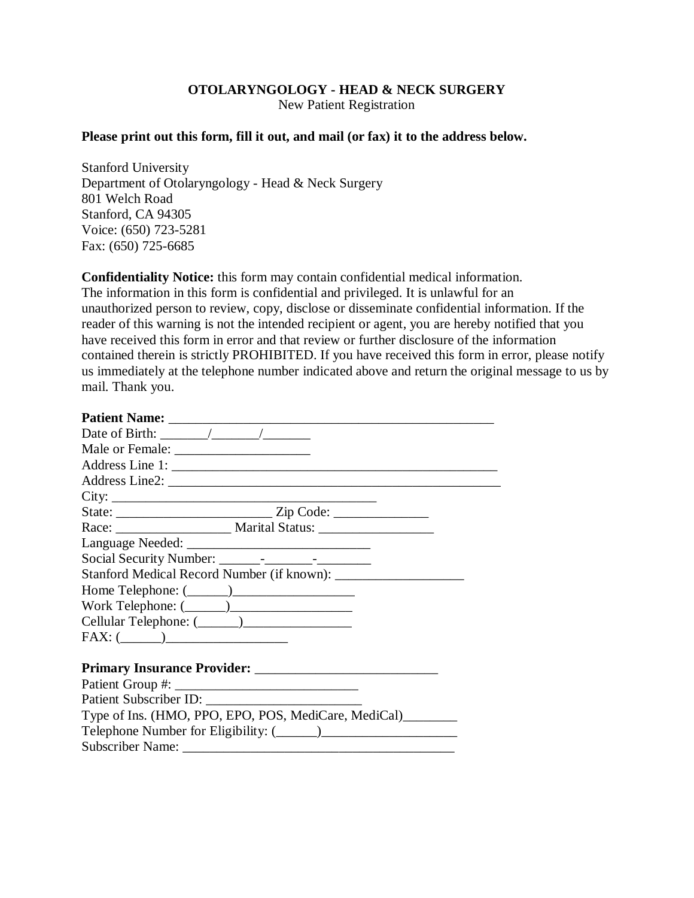**OTOLARYNGOLOGY - HEAD & NECK SURGERY**
New Patient Registration

**Please print out this form, fill it out, and mail (or fax) it to the address below.**

Stanford University
Department of Otolaryngology - Head & Neck Surgery
801 Welch Road
Stanford, CA 94305
Voice: (650) 723-5281
Fax: (650) 725-6685

**Confidentiality Notice:** this form may contain confidential medical information. The information in this form is confidential and privileged. It is unlawful for an unauthorized person to review, copy, disclose or disseminate confidential information. If the reader of this warning is not the intended recipient or agent, you are hereby notified that you have received this form in error and that review or further disclosure of the information contained therein is strictly PROHIBITED. If you have received this form in error, please notify us immediately at the telephone number indicated above and return the original message to us by mail. Thank you.

**Patient Name:** ________________________________________________
Date of Birth: _______/_______/_______
Male or Female: ____________________
Address Line 1: _________________________________________________
Address Line2: ___________________________________________________
City: ________________________________________
State: ______________________ Zip Code: ______________
Race: _________________ Marital Status: _________________
Language Needed: ___________________________
Social Security Number: ______-_______-________
Stanford Medical Record Number (if known): ___________________
Home Telephone: (______)_________________
Work Telephone: (______)_________________
Cellular Telephone: (______)________________
FAX: (______)_________________

**Primary Insurance Provider:** ___________________________
Patient Group #: ___________________________
Patient Subscriber ID: _______________________
Type of Ins. (HMO, PPO, EPO, POS, MediCare, MediCal)________
Telephone Number for Eligibility: (______)___________________
Subscriber Name: ________________________________________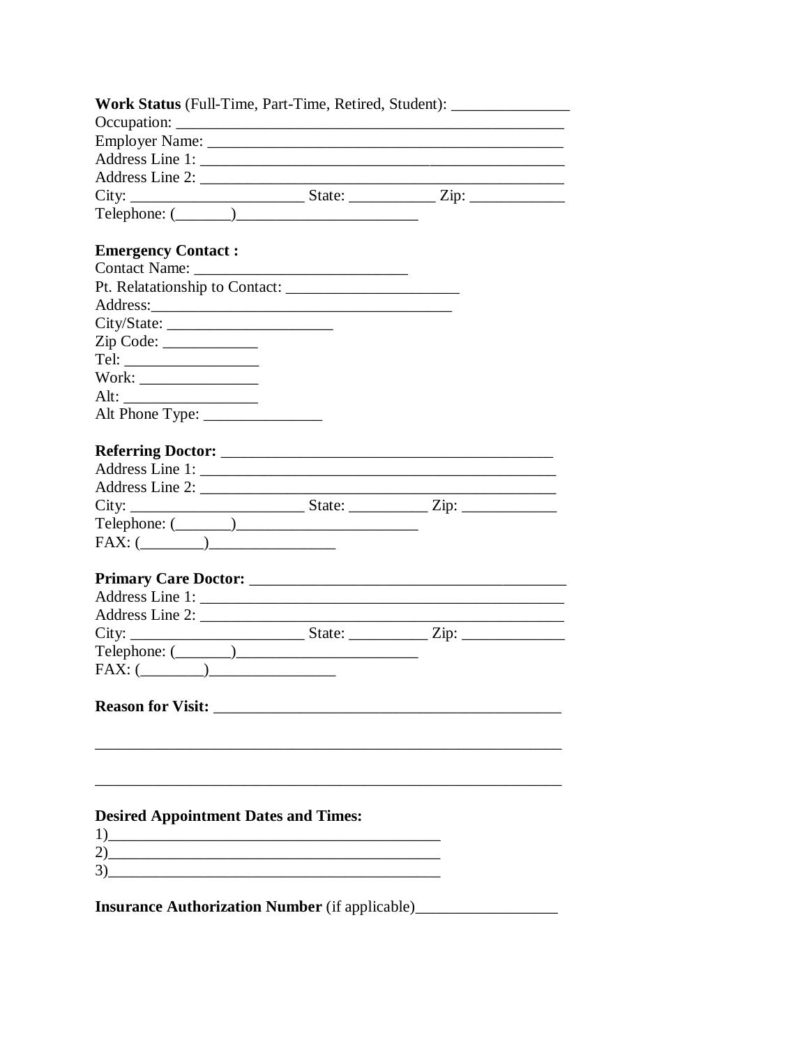**Work Status** (Full-Time, Part-Time, Retired, Student): _______________
Occupation: ___________________________________________________
Employer Name: ______________________________________________
Address Line 1: ______________________________________________
Address Line 2: ______________________________________________
City: ______________________ State: ___________ Zip: ____________
Telephone: (_______)_______________________

**Emergency Contact :**
Contact Name: ___________________________
Pt. Relatationship to Contact: ______________________
Address:_______________________________________
City/State: _____________________
Zip Code: ____________
Tel: _________________
Work: _______________
Alt: _________________
Alt Phone Type: _______________

**Referring Doctor:** __________________________________________
Address Line 1: ______________________________________________
Address Line 2: ______________________________________________
City: ______________________ State: __________ Zip: ____________
Telephone: (_______)_______________________
FAX: (________)________________

**Primary Care Doctor:** ________________________________________
Address Line 1: ______________________________________________
Address Line 2: ______________________________________________
City: ______________________ State: __________ Zip: _____________
Telephone: (_______)_______________________
FAX: (________)________________

**Reason for Visit:** _____________________________________________

____________________________________________________________

____________________________________________________________

**Desired Appointment Dates and Times:**
1)__________________________________________
2)__________________________________________
3)__________________________________________

**Insurance Authorization Number** (if applicable)__________________